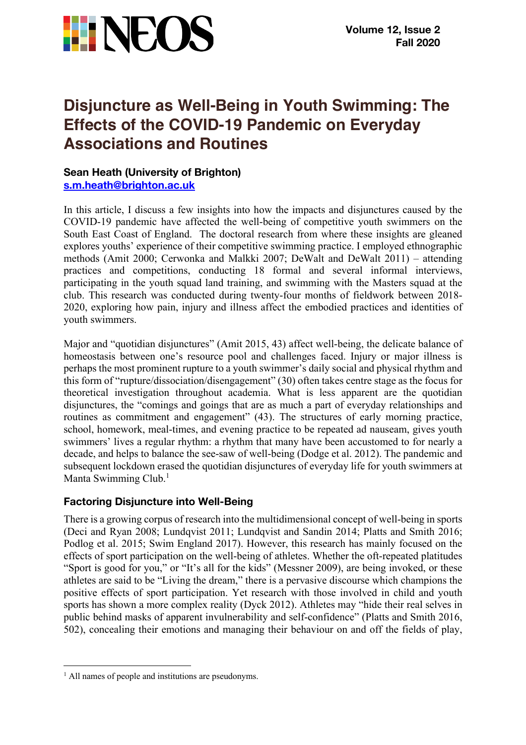# Disjuncture as Well-Being in Youth Swimming: The Effects of the COVID-19 Pandemic on Everyday Associations and Routines

**Sean Heath (University of Brighton)**
**s.m.heath@brighton.ac.uk**

In this article, I discuss a few insights into how the impacts and disjunctures caused by the COVID-19 pandemic have affected the well-being of competitive youth swimmers on the South East Coast of England. The doctoral research from where these insights are gleaned explores youths' experience of their competitive swimming practice. I employed ethnographic methods (Amit 2000; Cerwonka and Malkki 2007; DeWalt and DeWalt 2011) – attending practices and competitions, conducting 18 formal and several informal interviews, participating in the youth squad land training, and swimming with the Masters squad at the club. This research was conducted during twenty-four months of fieldwork between 2018-2020, exploring how pain, injury and illness affect the embodied practices and identities of youth swimmers.

Major and "quotidian disjunctures" (Amit 2015, 43) affect well-being, the delicate balance of homeostasis between one's resource pool and challenges faced. Injury or major illness is perhaps the most prominent rupture to a youth swimmer's daily social and physical rhythm and this form of "rupture/dissociation/disengagement" (30) often takes centre stage as the focus for theoretical investigation throughout academia. What is less apparent are the quotidian disjunctures, the "comings and goings that are as much a part of everyday relationships and routines as commitment and engagement" (43). The structures of early morning practice, school, homework, meal-times, and evening practice to be repeated ad nauseam, gives youth swimmers' lives a regular rhythm: a rhythm that many have been accustomed to for nearly a decade, and helps to balance the see-saw of well-being (Dodge et al. 2012). The pandemic and subsequent lockdown erased the quotidian disjunctures of everyday life for youth swimmers at Manta Swimming Club.[1]

## Factoring Disjuncture into Well-Being

There is a growing corpus of research into the multidimensional concept of well-being in sports (Deci and Ryan 2008; Lundqvist 2011; Lundqvist and Sandin 2014; Platts and Smith 2016; Podlog et al. 2015; Swim England 2017). However, this research has mainly focused on the effects of sport participation on the well-being of athletes. Whether the oft-repeated platitudes "Sport is good for you," or "It's all for the kids" (Messner 2009), are being invoked, or these athletes are said to be "Living the dream," there is a pervasive discourse which champions the positive effects of sport participation. Yet research with those involved in child and youth sports has shown a more complex reality (Dyck 2012). Athletes may "hide their real selves in public behind masks of apparent invulnerability and self-confidence" (Platts and Smith 2016, 502), concealing their emotions and managing their behaviour on and off the fields of play,

[1] All names of people and institutions are pseudonyms.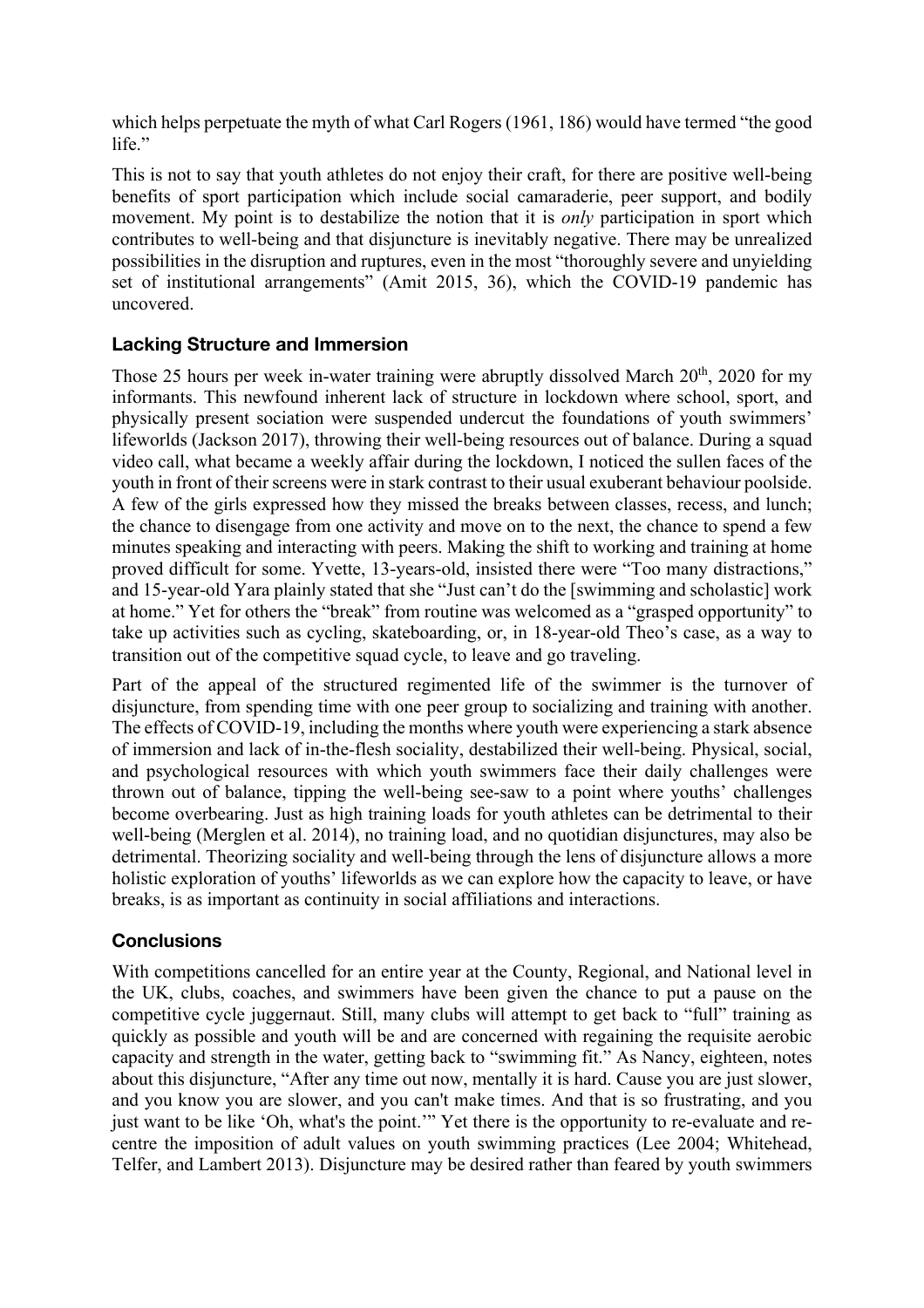which helps perpetuate the myth of what Carl Rogers (1961, 186) would have termed "the good life."

This is not to say that youth athletes do not enjoy their craft, for there are positive well-being benefits of sport participation which include social camaraderie, peer support, and bodily movement. My point is to destabilize the notion that it is *only* participation in sport which contributes to well-being and that disjuncture is inevitably negative. There may be unrealized possibilities in the disruption and ruptures, even in the most "thoroughly severe and unyielding set of institutional arrangements" (Amit 2015, 36), which the COVID-19 pandemic has uncovered.

## Lacking Structure and Immersion

Those 25 hours per week in-water training were abruptly dissolved March 20th, 2020 for my informants. This newfound inherent lack of structure in lockdown where school, sport, and physically present sociation were suspended undercut the foundations of youth swimmers' lifeworlds (Jackson 2017), throwing their well-being resources out of balance. During a squad video call, what became a weekly affair during the lockdown, I noticed the sullen faces of the youth in front of their screens were in stark contrast to their usual exuberant behaviour poolside. A few of the girls expressed how they missed the breaks between classes, recess, and lunch; the chance to disengage from one activity and move on to the next, the chance to spend a few minutes speaking and interacting with peers. Making the shift to working and training at home proved difficult for some. Yvette, 13-years-old, insisted there were "Too many distractions," and 15-year-old Yara plainly stated that she "Just can't do the [swimming and scholastic] work at home." Yet for others the "break" from routine was welcomed as a "grasped opportunity" to take up activities such as cycling, skateboarding, or, in 18-year-old Theo's case, as a way to transition out of the competitive squad cycle, to leave and go traveling.

Part of the appeal of the structured regimented life of the swimmer is the turnover of disjuncture, from spending time with one peer group to socializing and training with another. The effects of COVID-19, including the months where youth were experiencing a stark absence of immersion and lack of in-the-flesh sociality, destabilized their well-being. Physical, social, and psychological resources with which youth swimmers face their daily challenges were thrown out of balance, tipping the well-being see-saw to a point where youths' challenges become overbearing. Just as high training loads for youth athletes can be detrimental to their well-being (Merglen et al. 2014), no training load, and no quotidian disjunctures, may also be detrimental. Theorizing sociality and well-being through the lens of disjuncture allows a more holistic exploration of youths' lifeworlds as we can explore how the capacity to leave, or have breaks, is as important as continuity in social affiliations and interactions.

## Conclusions

With competitions cancelled for an entire year at the County, Regional, and National level in the UK, clubs, coaches, and swimmers have been given the chance to put a pause on the competitive cycle juggernaut. Still, many clubs will attempt to get back to "full" training as quickly as possible and youth will be and are concerned with regaining the requisite aerobic capacity and strength in the water, getting back to "swimming fit." As Nancy, eighteen, notes about this disjuncture, "After any time out now, mentally it is hard. Cause you are just slower, and you know you are slower, and you can't make times. And that is so frustrating, and you just want to be like 'Oh, what's the point.'" Yet there is the opportunity to re-evaluate and re-centre the imposition of adult values on youth swimming practices (Lee 2004; Whitehead, Telfer, and Lambert 2013). Disjuncture may be desired rather than feared by youth swimmers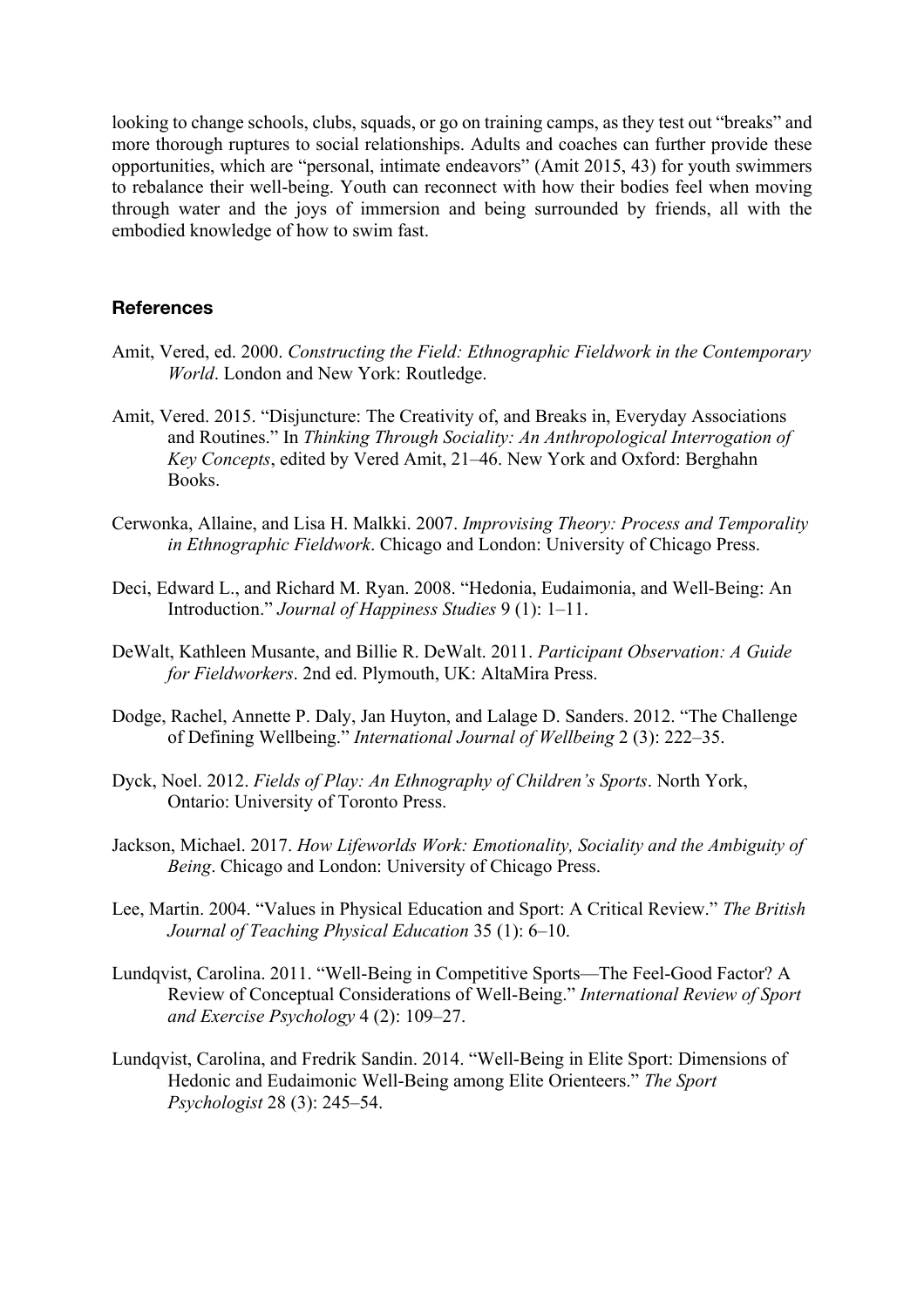looking to change schools, clubs, squads, or go on training camps, as they test out "breaks" and more thorough ruptures to social relationships. Adults and coaches can further provide these opportunities, which are "personal, intimate endeavors" (Amit 2015, 43) for youth swimmers to rebalance their well-being. Youth can reconnect with how their bodies feel when moving through water and the joys of immersion and being surrounded by friends, all with the embodied knowledge of how to swim fast.

## References

Amit, Vered, ed. 2000. *Constructing the Field: Ethnographic Fieldwork in the Contemporary World*. London and New York: Routledge.

Amit, Vered. 2015. "Disjuncture: The Creativity of, and Breaks in, Everyday Associations and Routines." In *Thinking Through Sociality: An Anthropological Interrogation of Key Concepts*, edited by Vered Amit, 21–46. New York and Oxford: Berghahn Books.

Cerwonka, Allaine, and Lisa H. Malkki. 2007. *Improvising Theory: Process and Temporality in Ethnographic Fieldwork*. Chicago and London: University of Chicago Press.

Deci, Edward L., and Richard M. Ryan. 2008. "Hedonia, Eudaimonia, and Well-Being: An Introduction." *Journal of Happiness Studies* 9 (1): 1–11.

DeWalt, Kathleen Musante, and Billie R. DeWalt. 2011. *Participant Observation: A Guide for Fieldworkers*. 2nd ed. Plymouth, UK: AltaMira Press.

Dodge, Rachel, Annette P. Daly, Jan Huyton, and Lalage D. Sanders. 2012. "The Challenge of Defining Wellbeing." *International Journal of Wellbeing* 2 (3): 222–35.

Dyck, Noel. 2012. *Fields of Play: An Ethnography of Children's Sports*. North York, Ontario: University of Toronto Press.

Jackson, Michael. 2017. *How Lifeworlds Work: Emotionality, Sociality and the Ambiguity of Being*. Chicago and London: University of Chicago Press.

Lee, Martin. 2004. "Values in Physical Education and Sport: A Critical Review." *The British Journal of Teaching Physical Education* 35 (1): 6–10.

Lundqvist, Carolina. 2011. "Well-Being in Competitive Sports—The Feel-Good Factor? A Review of Conceptual Considerations of Well-Being." *International Review of Sport and Exercise Psychology* 4 (2): 109–27.

Lundqvist, Carolina, and Fredrik Sandin. 2014. "Well-Being in Elite Sport: Dimensions of Hedonic and Eudaimonic Well-Being among Elite Orienteers." *The Sport Psychologist* 28 (3): 245–54.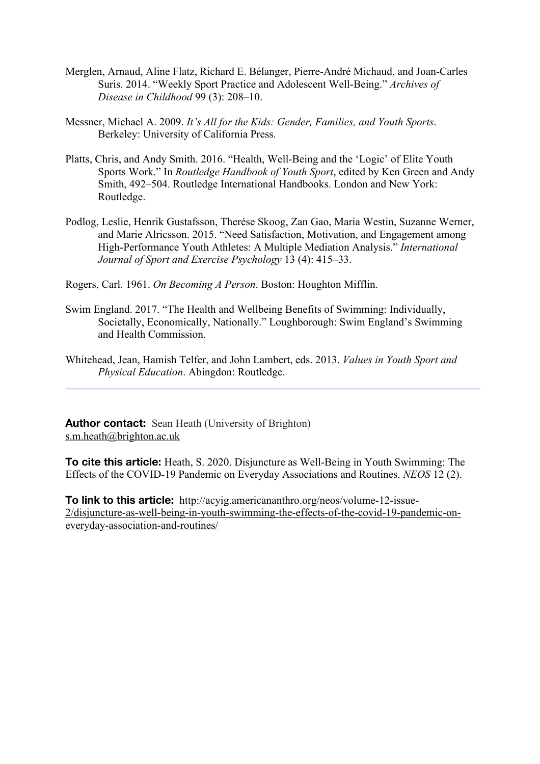Merglen, Arnaud, Aline Flatz, Richard E. Bélanger, Pierre-André Michaud, and Joan-Carles Suris. 2014. "Weekly Sport Practice and Adolescent Well-Being." *Archives of Disease in Childhood* 99 (3): 208–10.

Messner, Michael A. 2009. *It's All for the Kids: Gender, Families, and Youth Sports*. Berkeley: University of California Press.

Platts, Chris, and Andy Smith. 2016. "Health, Well-Being and the 'Logic' of Elite Youth Sports Work." In *Routledge Handbook of Youth Sport*, edited by Ken Green and Andy Smith, 492–504. Routledge International Handbooks. London and New York: Routledge.

Podlog, Leslie, Henrik Gustafsson, Therése Skoog, Zan Gao, Maria Westin, Suzanne Werner, and Marie Alricsson. 2015. "Need Satisfaction, Motivation, and Engagement among High-Performance Youth Athletes: A Multiple Mediation Analysis." *International Journal of Sport and Exercise Psychology* 13 (4): 415–33.

Rogers, Carl. 1961. *On Becoming A Person*. Boston: Houghton Mifflin.

Swim England. 2017. "The Health and Wellbeing Benefits of Swimming: Individually, Societally, Economically, Nationally." Loughborough: Swim England's Swimming and Health Commission.

Whitehead, Jean, Hamish Telfer, and John Lambert, eds. 2013. *Values in Youth Sport and Physical Education*. Abingdon: Routledge.

---

**Author contact:** Sean Heath (University of Brighton) s.m.heath@brighton.ac.uk

**To cite this article:** Heath, S. 2020. Disjuncture as Well-Being in Youth Swimming: The Effects of the COVID-19 Pandemic on Everyday Associations and Routines. *NEOS* 12 (2).

**To link to this article:** http://acyig.americananthro.org/neos/volume-12-issue-2/disjuncture-as-well-being-in-youth-swimming-the-effects-of-the-covid-19-pandemic-on-everyday-association-and-routines/